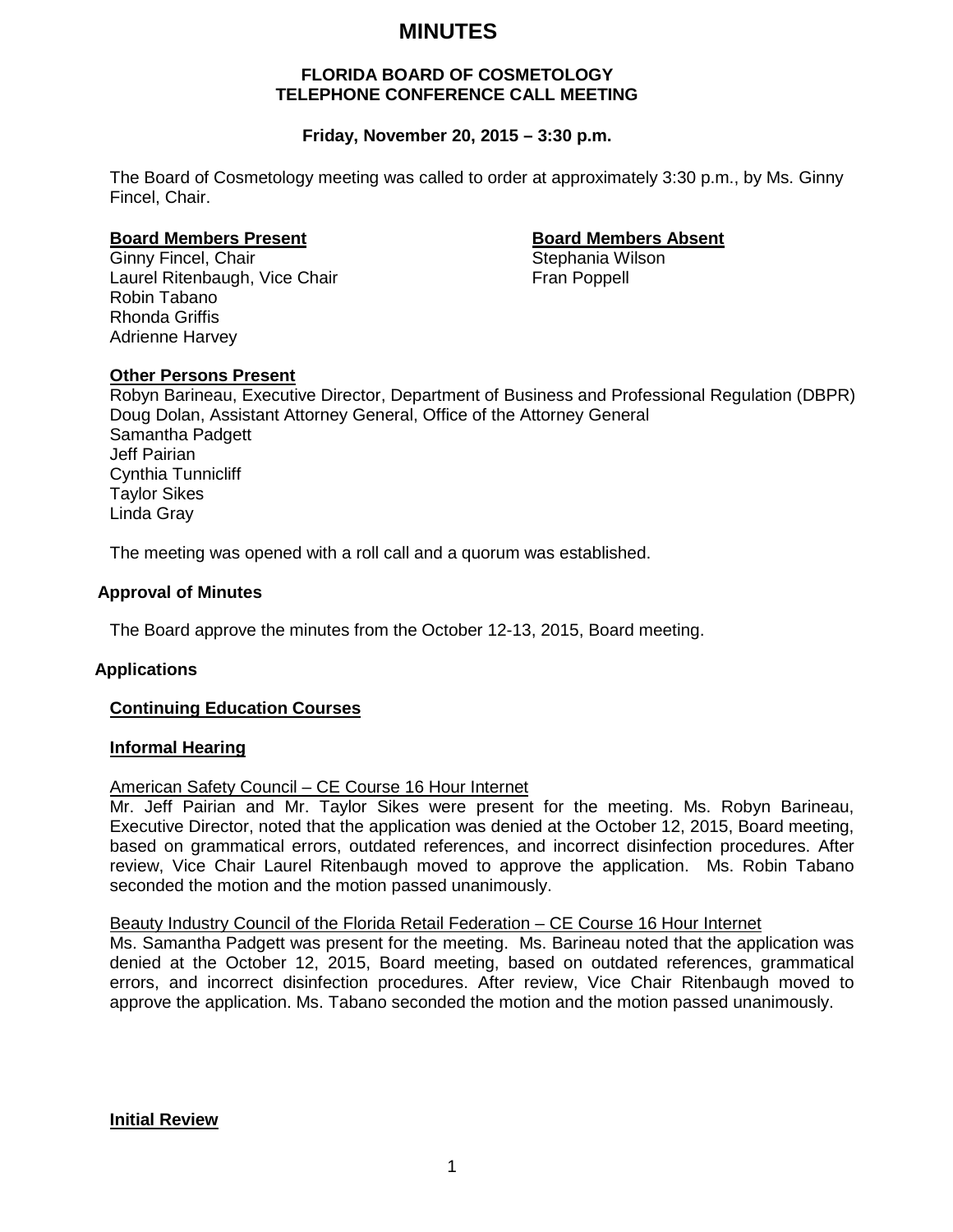# MINUTES

**FLORIDA BOARD OF COSMETOLOGY**
**TELEPHONE CONFERENCE CALL MEETING**

**Friday, November 20, 2015 – 3:30 p.m.**

The Board of Cosmetology meeting was called to order at approximately 3:30 p.m., by Ms. Ginny Fincel, Chair.

**Board Members Present**

Ginny Fincel, Chair
Laurel Ritenbaugh, Vice Chair
Robin Tabano
Rhonda Griffis
Adrienne Harvey

**Board Members Absent**

Stephania Wilson
Fran Poppell

**Other Persons Present**

Robyn Barineau, Executive Director, Department of Business and Professional Regulation (DBPR)
Doug Dolan, Assistant Attorney General, Office of the Attorney General
Samantha Padgett
Jeff Pairian
Cynthia Tunnicliff
Taylor Sikes
Linda Gray

The meeting was opened with a roll call and a quorum was established.

## Approval of Minutes

The Board approve the minutes from the October 12-13, 2015, Board meeting.

## Applications

### Continuing Education Courses

### Informal Hearing

American Safety Council – CE Course 16 Hour Internet

Mr. Jeff Pairian and Mr. Taylor Sikes were present for the meeting. Ms. Robyn Barineau, Executive Director, noted that the application was denied at the October 12, 2015, Board meeting, based on grammatical errors, outdated references, and incorrect disinfection procedures. After review, Vice Chair Laurel Ritenbaugh moved to approve the application. Ms. Robin Tabano seconded the motion and the motion passed unanimously.

Beauty Industry Council of the Florida Retail Federation – CE Course 16 Hour Internet

Ms. Samantha Padgett was present for the meeting. Ms. Barineau noted that the application was denied at the October 12, 2015, Board meeting, based on outdated references, grammatical errors, and incorrect disinfection procedures. After review, Vice Chair Ritenbaugh moved to approve the application. Ms. Tabano seconded the motion and the motion passed unanimously.

### Initial Review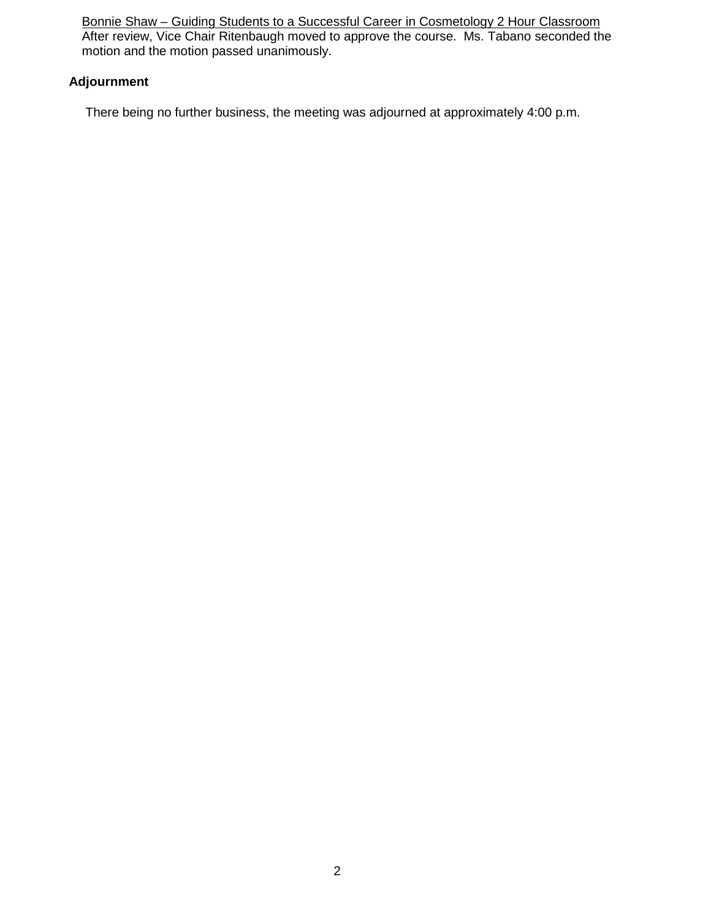Bonnie Shaw – Guiding Students to a Successful Career in Cosmetology 2 Hour Classroom
After review, Vice Chair Ritenbaugh moved to approve the course. Ms. Tabano seconded the motion and the motion passed unanimously.

**Adjournment**

There being no further business, the meeting was adjourned at approximately 4:00 p.m.